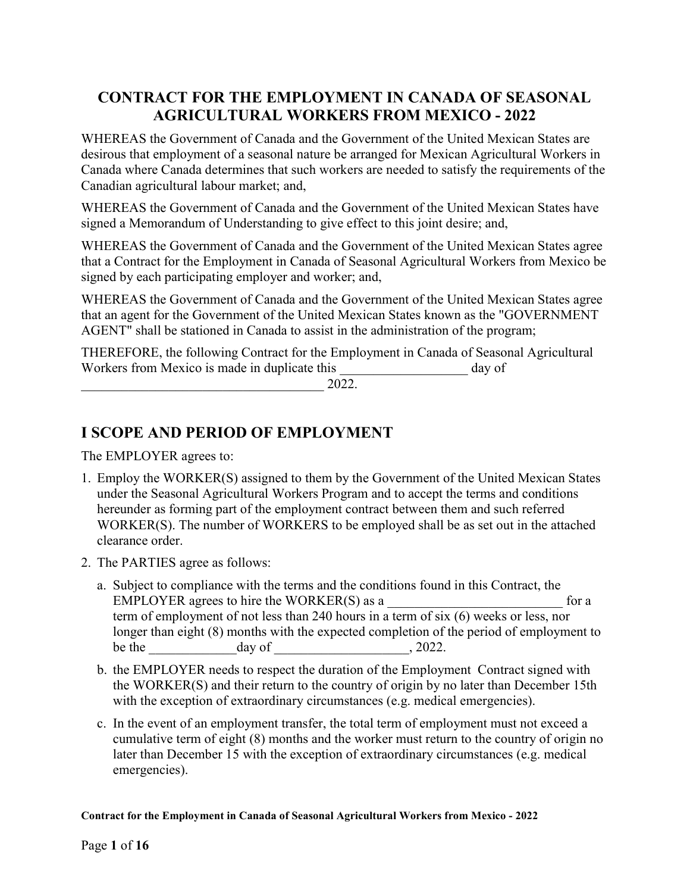# CONTRACT FOR THE EMPLOYMENT IN CANADA OF SEASONAL AGRICULTURAL WORKERS FROM MEXICO - 2022

WHEREAS the Government of Canada and the Government of the United Mexican States are desirous that employment of a seasonal nature be arranged for Mexican Agricultural Workers in Canada where Canada determines that such workers are needed to satisfy the requirements of the Canadian agricultural labour market; and,

WHEREAS the Government of Canada and the Government of the United Mexican States have signed a Memorandum of Understanding to give effect to this joint desire; and,

WHEREAS the Government of Canada and the Government of the United Mexican States agree that a Contract for the Employment in Canada of Seasonal Agricultural Workers from Mexico be signed by each participating employer and worker; and,

WHEREAS the Government of Canada and the Government of the United Mexican States agree that an agent for the Government of the United Mexican States known as the "GOVERNMENT AGENT" shall be stationed in Canada to assist in the administration of the program;

THEREFORE, the following Contract for the Employment in Canada of Seasonal Agricultural Workers from Mexico is made in duplicate this ___________________ day of ____________________________________ 2022.

## I SCOPE AND PERIOD OF EMPLOYMENT

The EMPLOYER agrees to:

1. Employ the WORKER(S) assigned to them by the Government of the United Mexican States under the Seasonal Agricultural Workers Program and to accept the terms and conditions hereunder as forming part of the employment contract between them and such referred WORKER(S). The number of WORKERS to be employed shall be as set out in the attached clearance order.
2. The PARTIES agree as follows:
   a. Subject to compliance with the terms and the conditions found in this Contract, the EMPLOYER agrees to hire the WORKER(S) as a ___________________________ for a term of employment of not less than 240 hours in a term of six (6) weeks or less, nor longer than eight (8) months with the expected completion of the period of employment to be the _____________day of ____________________, 2022.
   b. the EMPLOYER needs to respect the duration of the Employment Contract signed with the WORKER(S) and their return to the country of origin by no later than December 15th with the exception of extraordinary circumstances (e.g. medical emergencies).
   c. In the event of an employment transfer, the total term of employment must not exceed a cumulative term of eight (8) months and the worker must return to the country of origin no later than December 15 with the exception of extraordinary circumstances (e.g. medical emergencies).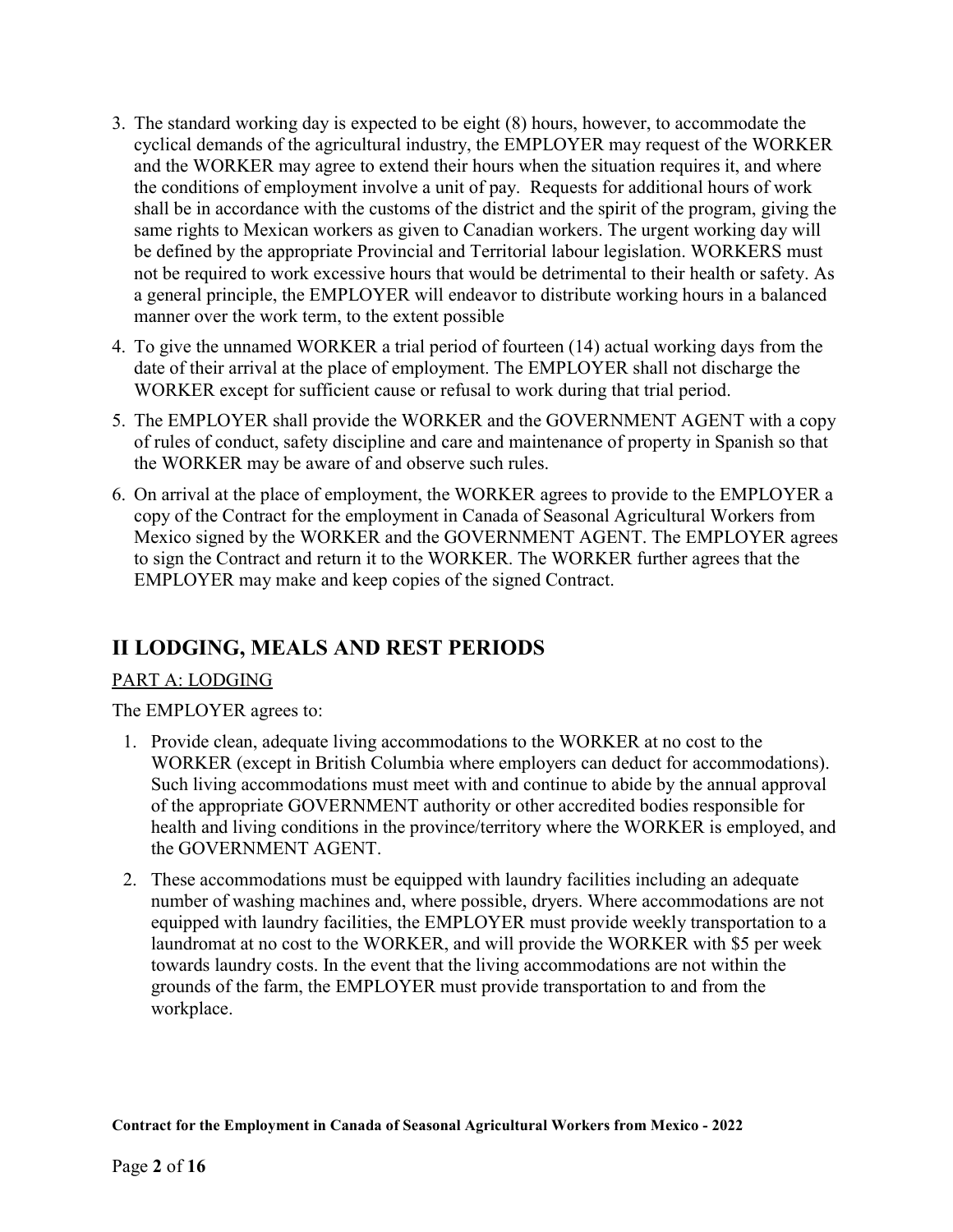3. The standard working day is expected to be eight (8) hours, however, to accommodate the cyclical demands of the agricultural industry, the EMPLOYER may request of the WORKER and the WORKER may agree to extend their hours when the situation requires it, and where the conditions of employment involve a unit of pay. Requests for additional hours of work shall be in accordance with the customs of the district and the spirit of the program, giving the same rights to Mexican workers as given to Canadian workers. The urgent working day will be defined by the appropriate Provincial and Territorial labour legislation. WORKERS must not be required to work excessive hours that would be detrimental to their health or safety. As a general principle, the EMPLOYER will endeavor to distribute working hours in a balanced manner over the work term, to the extent possible
4. To give the unnamed WORKER a trial period of fourteen (14) actual working days from the date of their arrival at the place of employment. The EMPLOYER shall not discharge the WORKER except for sufficient cause or refusal to work during that trial period.
5. The EMPLOYER shall provide the WORKER and the GOVERNMENT AGENT with a copy of rules of conduct, safety discipline and care and maintenance of property in Spanish so that the WORKER may be aware of and observe such rules.
6. On arrival at the place of employment, the WORKER agrees to provide to the EMPLOYER a copy of the Contract for the employment in Canada of Seasonal Agricultural Workers from Mexico signed by the WORKER and the GOVERNMENT AGENT. The EMPLOYER agrees to sign the Contract and return it to the WORKER. The WORKER further agrees that the EMPLOYER may make and keep copies of the signed Contract.

## II LODGING, MEALS AND REST PERIODS

PART A: LODGING

The EMPLOYER agrees to:

1. Provide clean, adequate living accommodations to the WORKER at no cost to the WORKER (except in British Columbia where employers can deduct for accommodations). Such living accommodations must meet with and continue to abide by the annual approval of the appropriate GOVERNMENT authority or other accredited bodies responsible for health and living conditions in the province/territory where the WORKER is employed, and the GOVERNMENT AGENT.
2. These accommodations must be equipped with laundry facilities including an adequate number of washing machines and, where possible, dryers. Where accommodations are not equipped with laundry facilities, the EMPLOYER must provide weekly transportation to a laundromat at no cost to the WORKER, and will provide the WORKER with $5 per week towards laundry costs. In the event that the living accommodations are not within the grounds of the farm, the EMPLOYER must provide transportation to and from the workplace.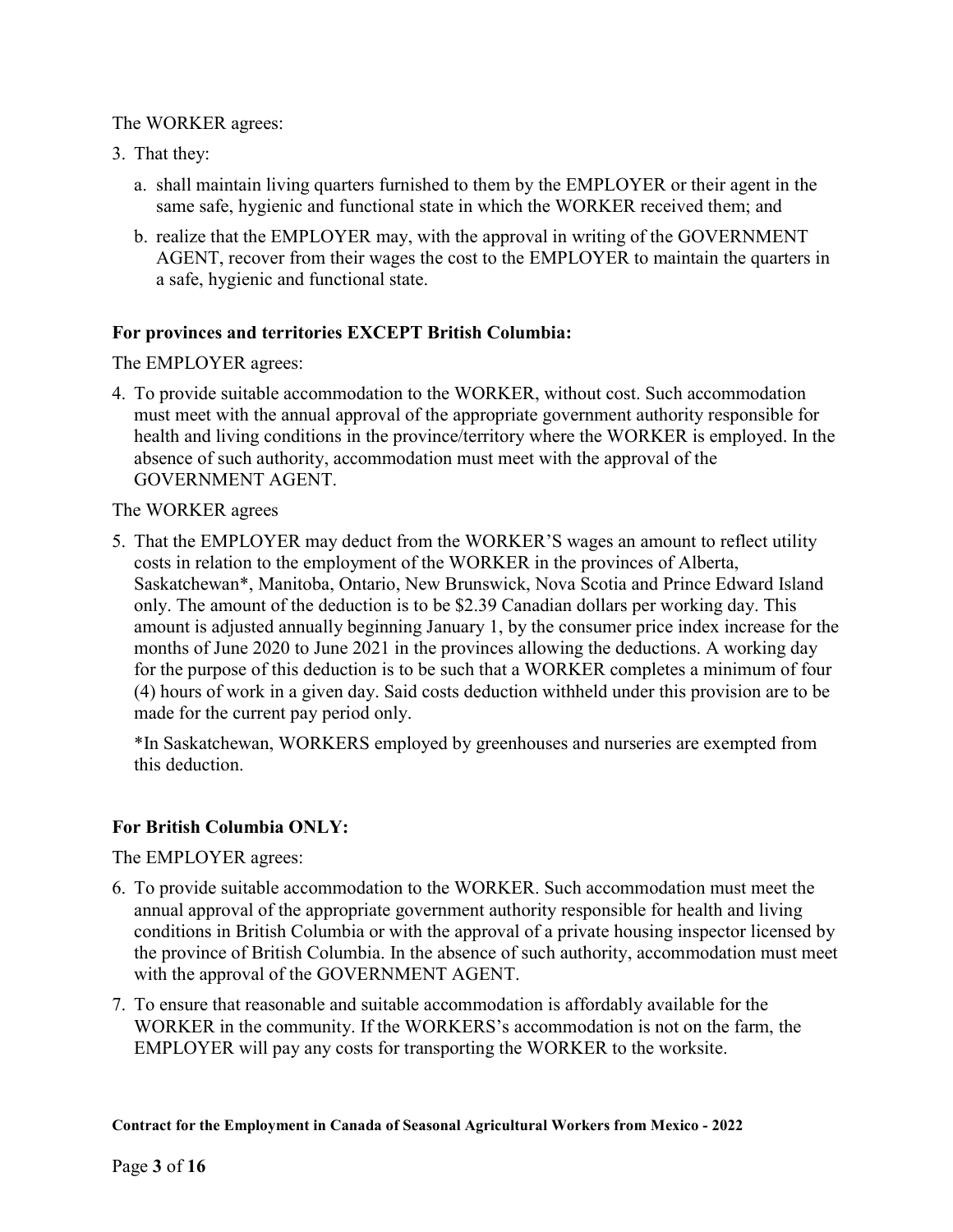The WORKER agrees:

3. That they:

   a. shall maintain living quarters furnished to them by the EMPLOYER or their agent in the same safe, hygienic and functional state in which the WORKER received them; and

   b. realize that the EMPLOYER may, with the approval in writing of the GOVERNMENT AGENT, recover from their wages the cost to the EMPLOYER to maintain the quarters in a safe, hygienic and functional state.

**For provinces and territories EXCEPT British Columbia:**

The EMPLOYER agrees:

4. To provide suitable accommodation to the WORKER, without cost. Such accommodation must meet with the annual approval of the appropriate government authority responsible for health and living conditions in the province/territory where the WORKER is employed. In the absence of such authority, accommodation must meet with the approval of the GOVERNMENT AGENT.

The WORKER agrees

5. That the EMPLOYER may deduct from the WORKER'S wages an amount to reflect utility costs in relation to the employment of the WORKER in the provinces of Alberta, Saskatchewan*, Manitoba, Ontario, New Brunswick, Nova Scotia and Prince Edward Island only. The amount of the deduction is to be $2.39 Canadian dollars per working day. This amount is adjusted annually beginning January 1, by the consumer price index increase for the months of June 2020 to June 2021 in the provinces allowing the deductions. A working day for the purpose of this deduction is to be such that a WORKER completes a minimum of four (4) hours of work in a given day. Said costs deduction withheld under this provision are to be made for the current pay period only.

   *In Saskatchewan, WORKERS employed by greenhouses and nurseries are exempted from this deduction.

**For British Columbia ONLY:**

The EMPLOYER agrees:

6. To provide suitable accommodation to the WORKER. Such accommodation must meet the annual approval of the appropriate government authority responsible for health and living conditions in British Columbia or with the approval of a private housing inspector licensed by the province of British Columbia. In the absence of such authority, accommodation must meet with the approval of the GOVERNMENT AGENT.

7. To ensure that reasonable and suitable accommodation is affordably available for the WORKER in the community. If the WORKERS's accommodation is not on the farm, the EMPLOYER will pay any costs for transporting the WORKER to the worksite.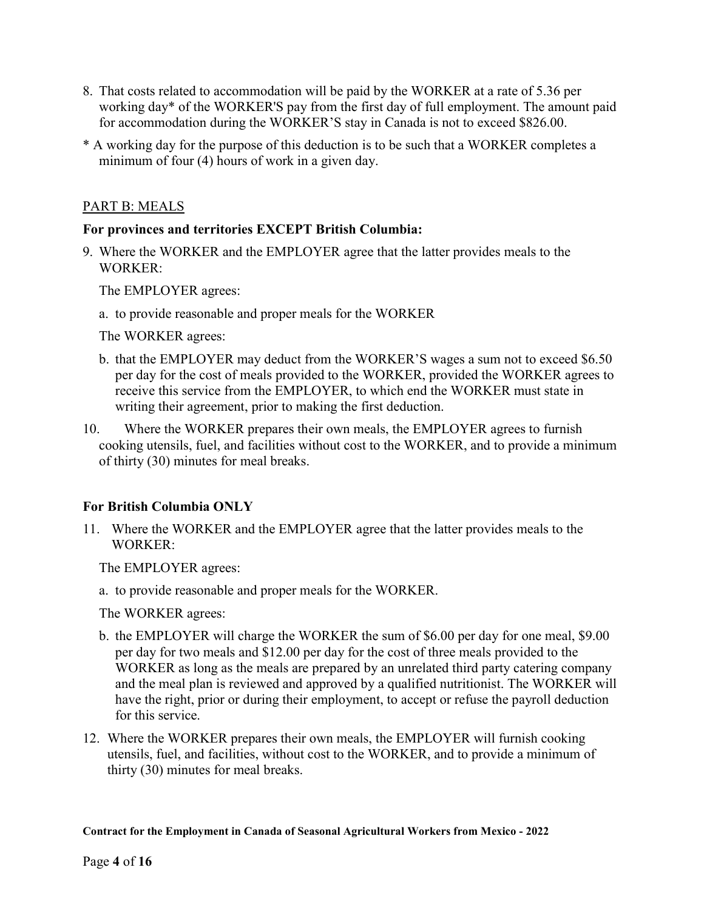8. That costs related to accommodation will be paid by the WORKER at a rate of 5.36 per working day* of the WORKER'S pay from the first day of full employment. The amount paid for accommodation during the WORKER'S stay in Canada is not to exceed $826.00.

* A working day for the purpose of this deduction is to be such that a WORKER completes a minimum of four (4) hours of work in a given day.

<u>PART B: MEALS</u>

**For provinces and territories EXCEPT British Columbia:**

9. Where the WORKER and the EMPLOYER agree that the latter provides meals to the WORKER:

   The EMPLOYER agrees:

   a. to provide reasonable and proper meals for the WORKER

   The WORKER agrees:

   b. that the EMPLOYER may deduct from the WORKER'S wages a sum not to exceed $6.50 per day for the cost of meals provided to the WORKER, provided the WORKER agrees to receive this service from the EMPLOYER, to which end the WORKER must state in writing their agreement, prior to making the first deduction.

10. Where the WORKER prepares their own meals, the EMPLOYER agrees to furnish cooking utensils, fuel, and facilities without cost to the WORKER, and to provide a minimum of thirty (30) minutes for meal breaks.

**For British Columbia ONLY**

11. Where the WORKER and the EMPLOYER agree that the latter provides meals to the WORKER:

    The EMPLOYER agrees:

    a. to provide reasonable and proper meals for the WORKER.

    The WORKER agrees:

    b. the EMPLOYER will charge the WORKER the sum of $6.00 per day for one meal, $9.00 per day for two meals and $12.00 per day for the cost of three meals provided to the WORKER as long as the meals are prepared by an unrelated third party catering company and the meal plan is reviewed and approved by a qualified nutritionist. The WORKER will have the right, prior or during their employment, to accept or refuse the payroll deduction for this service.

12. Where the WORKER prepares their own meals, the EMPLOYER will furnish cooking utensils, fuel, and facilities, without cost to the WORKER, and to provide a minimum of thirty (30) minutes for meal breaks.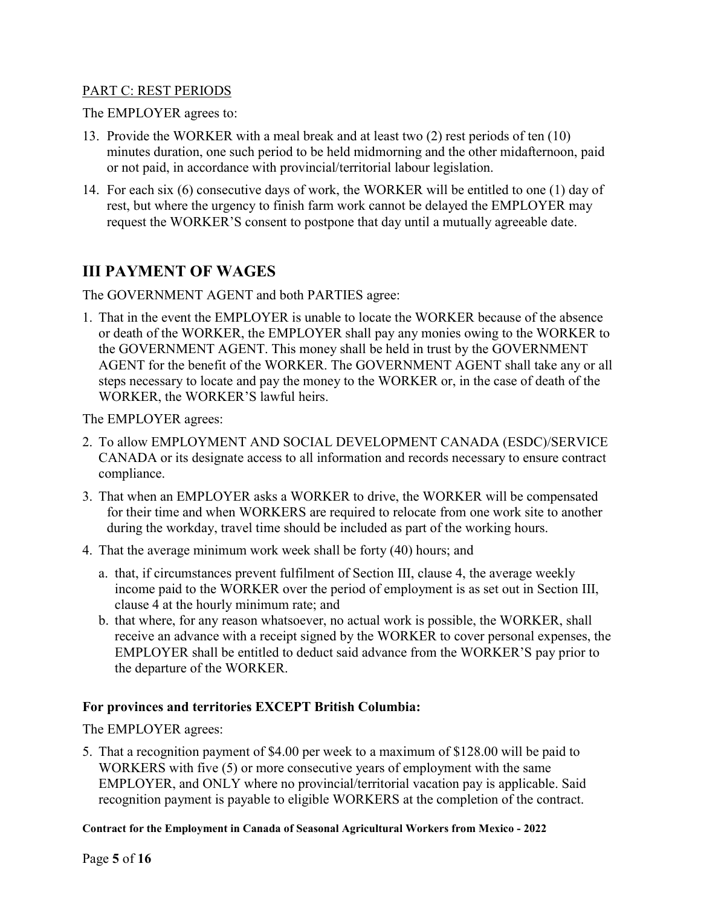PART C: REST PERIODS

The EMPLOYER agrees to:

13. Provide the WORKER with a meal break and at least two (2) rest periods of ten (10) minutes duration, one such period to be held midmorning and the other midafternoon, paid or not paid, in accordance with provincial/territorial labour legislation.
14. For each six (6) consecutive days of work, the WORKER will be entitled to one (1) day of rest, but where the urgency to finish farm work cannot be delayed the EMPLOYER may request the WORKER'S consent to postpone that day until a mutually agreeable date.

## III PAYMENT OF WAGES

The GOVERNMENT AGENT and both PARTIES agree:

1. That in the event the EMPLOYER is unable to locate the WORKER because of the absence or death of the WORKER, the EMPLOYER shall pay any monies owing to the WORKER to the GOVERNMENT AGENT. This money shall be held in trust by the GOVERNMENT AGENT for the benefit of the WORKER. The GOVERNMENT AGENT shall take any or all steps necessary to locate and pay the money to the WORKER or, in the case of death of the WORKER, the WORKER'S lawful heirs.

The EMPLOYER agrees:

2. To allow EMPLOYMENT AND SOCIAL DEVELOPMENT CANADA (ESDC)/SERVICE CANADA or its designate access to all information and records necessary to ensure contract compliance.
3. That when an EMPLOYER asks a WORKER to drive, the WORKER will be compensated for their time and when WORKERS are required to relocate from one work site to another during the workday, travel time should be included as part of the working hours.
4. That the average minimum work week shall be forty (40) hours; and
   a. that, if circumstances prevent fulfilment of Section III, clause 4, the average weekly income paid to the WORKER over the period of employment is as set out in Section III, clause 4 at the hourly minimum rate; and
   b. that where, for any reason whatsoever, no actual work is possible, the WORKER, shall receive an advance with a receipt signed by the WORKER to cover personal expenses, the EMPLOYER shall be entitled to deduct said advance from the WORKER'S pay prior to the departure of the WORKER.

**For provinces and territories EXCEPT British Columbia:**

The EMPLOYER agrees:

5. That a recognition payment of $4.00 per week to a maximum of $128.00 will be paid to WORKERS with five (5) or more consecutive years of employment with the same EMPLOYER, and ONLY where no provincial/territorial vacation pay is applicable. Said recognition payment is payable to eligible WORKERS at the completion of the contract.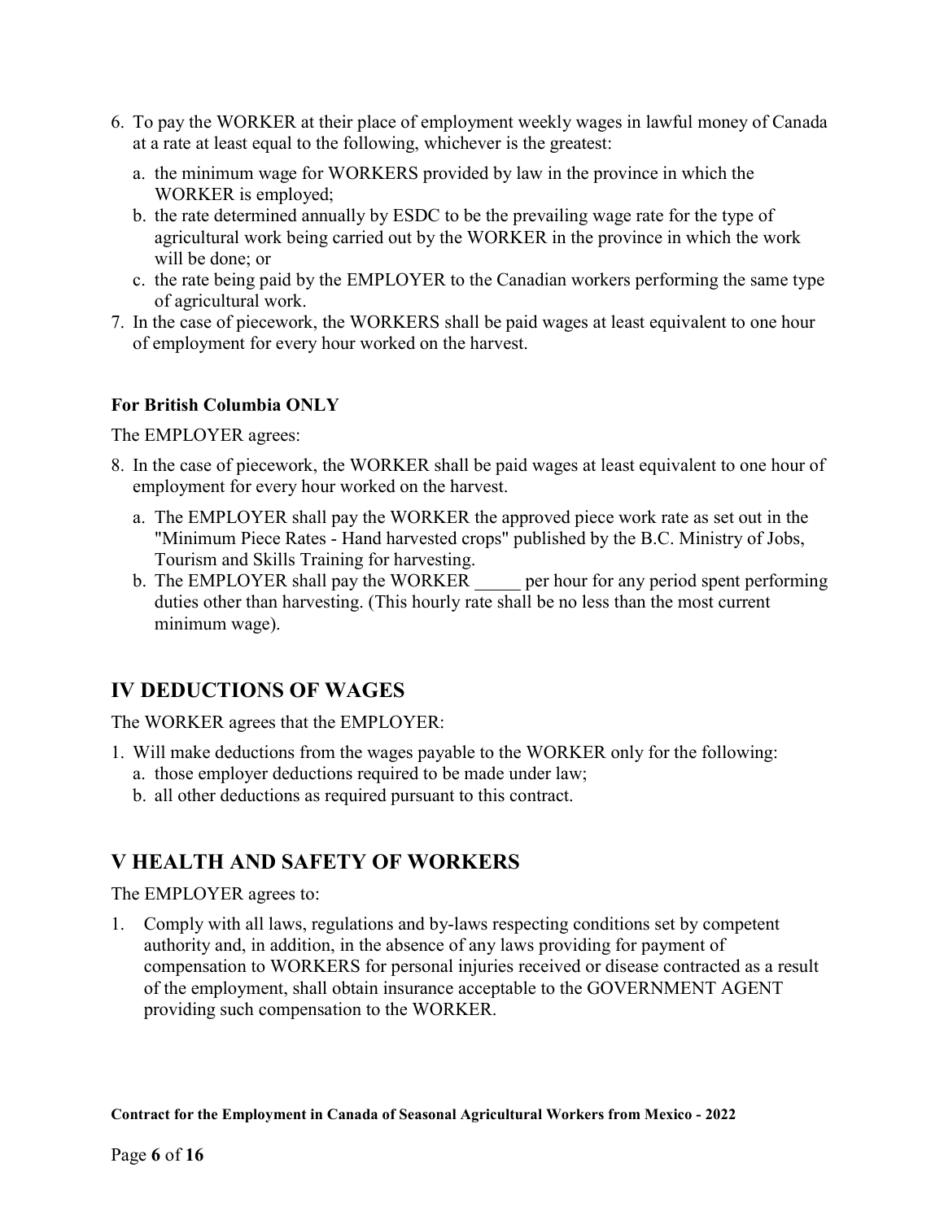6. To pay the WORKER at their place of employment weekly wages in lawful money of Canada at a rate at least equal to the following, whichever is the greatest:
   a. the minimum wage for WORKERS provided by law in the province in which the WORKER is employed;
   b. the rate determined annually by ESDC to be the prevailing wage rate for the type of agricultural work being carried out by the WORKER in the province in which the work will be done; or
   c. the rate being paid by the EMPLOYER to the Canadian workers performing the same type of agricultural work.
7. In the case of piecework, the WORKERS shall be paid wages at least equivalent to one hour of employment for every hour worked on the harvest.

**For British Columbia ONLY**

The EMPLOYER agrees:

8. In the case of piecework, the WORKER shall be paid wages at least equivalent to one hour of employment for every hour worked on the harvest.
   a. The EMPLOYER shall pay the WORKER the approved piece work rate as set out in the "Minimum Piece Rates - Hand harvested crops" published by the B.C. Ministry of Jobs, Tourism and Skills Training for harvesting.
   b. The EMPLOYER shall pay the WORKER _____ per hour for any period spent performing duties other than harvesting. (This hourly rate shall be no less than the most current minimum wage).

## IV DEDUCTIONS OF WAGES

The WORKER agrees that the EMPLOYER:

1. Will make deductions from the wages payable to the WORKER only for the following:
   a. those employer deductions required to be made under law;
   b. all other deductions as required pursuant to this contract.

## V HEALTH AND SAFETY OF WORKERS

The EMPLOYER agrees to:

1. Comply with all laws, regulations and by-laws respecting conditions set by competent authority and, in addition, in the absence of any laws providing for payment of compensation to WORKERS for personal injuries received or disease contracted as a result of the employment, shall obtain insurance acceptable to the GOVERNMENT AGENT providing such compensation to the WORKER.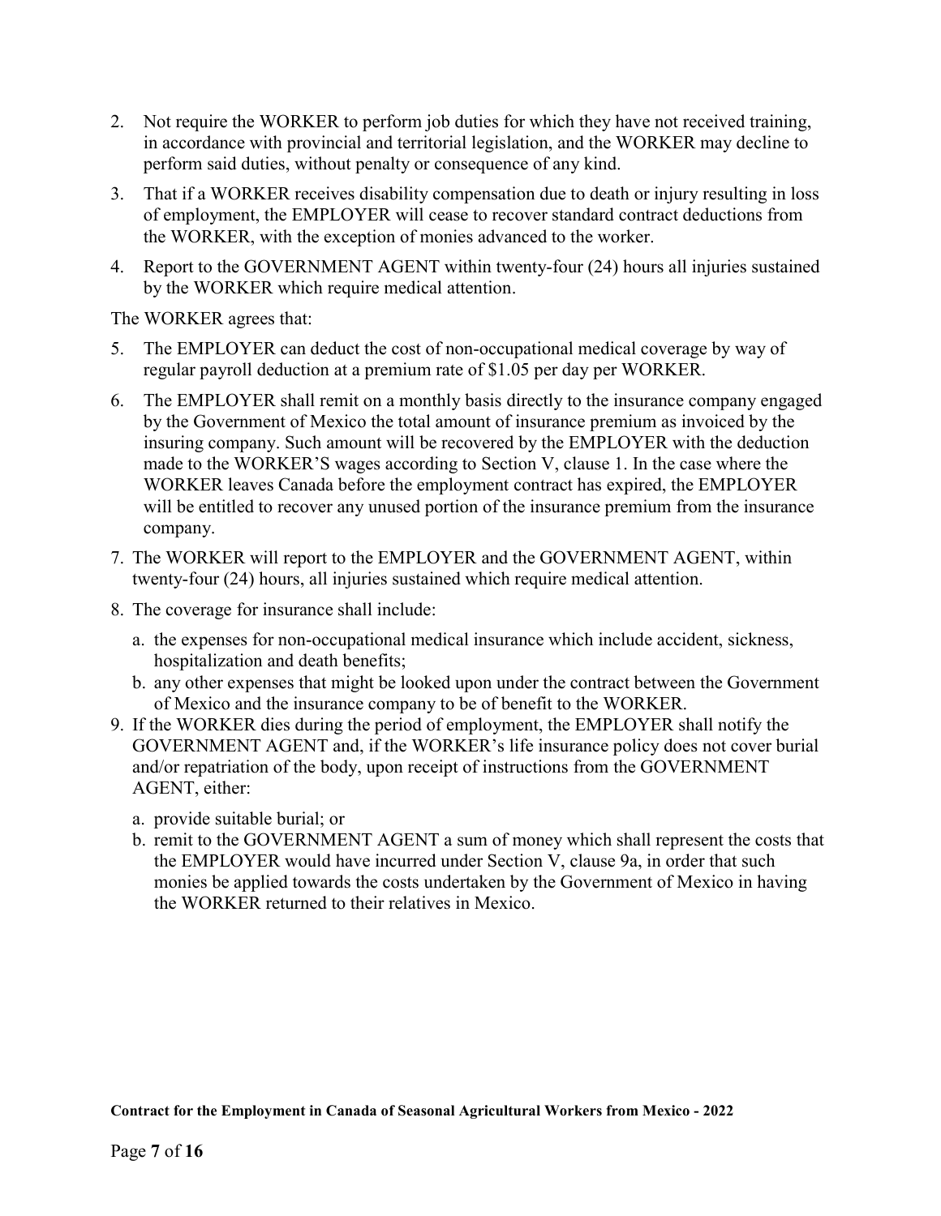2. Not require the WORKER to perform job duties for which they have not received training, in accordance with provincial and territorial legislation, and the WORKER may decline to perform said duties, without penalty or consequence of any kind.
3. That if a WORKER receives disability compensation due to death or injury resulting in loss of employment, the EMPLOYER will cease to recover standard contract deductions from the WORKER, with the exception of monies advanced to the worker.
4. Report to the GOVERNMENT AGENT within twenty-four (24) hours all injuries sustained by the WORKER which require medical attention.

The WORKER agrees that:

5. The EMPLOYER can deduct the cost of non-occupational medical coverage by way of regular payroll deduction at a premium rate of $1.05 per day per WORKER.
6. The EMPLOYER shall remit on a monthly basis directly to the insurance company engaged by the Government of Mexico the total amount of insurance premium as invoiced by the insuring company. Such amount will be recovered by the EMPLOYER with the deduction made to the WORKER'S wages according to Section V, clause 1. In the case where the WORKER leaves Canada before the employment contract has expired, the EMPLOYER will be entitled to recover any unused portion of the insurance premium from the insurance company.
7. The WORKER will report to the EMPLOYER and the GOVERNMENT AGENT, within twenty-four (24) hours, all injuries sustained which require medical attention.
8. The coverage for insurance shall include:
   a. the expenses for non-occupational medical insurance which include accident, sickness, hospitalization and death benefits;
   b. any other expenses that might be looked upon under the contract between the Government of Mexico and the insurance company to be of benefit to the WORKER.
9. If the WORKER dies during the period of employment, the EMPLOYER shall notify the GOVERNMENT AGENT and, if the WORKER's life insurance policy does not cover burial and/or repatriation of the body, upon receipt of instructions from the GOVERNMENT AGENT, either:
   a. provide suitable burial; or
   b. remit to the GOVERNMENT AGENT a sum of money which shall represent the costs that the EMPLOYER would have incurred under Section V, clause 9a, in order that such monies be applied towards the costs undertaken by the Government of Mexico in having the WORKER returned to their relatives in Mexico.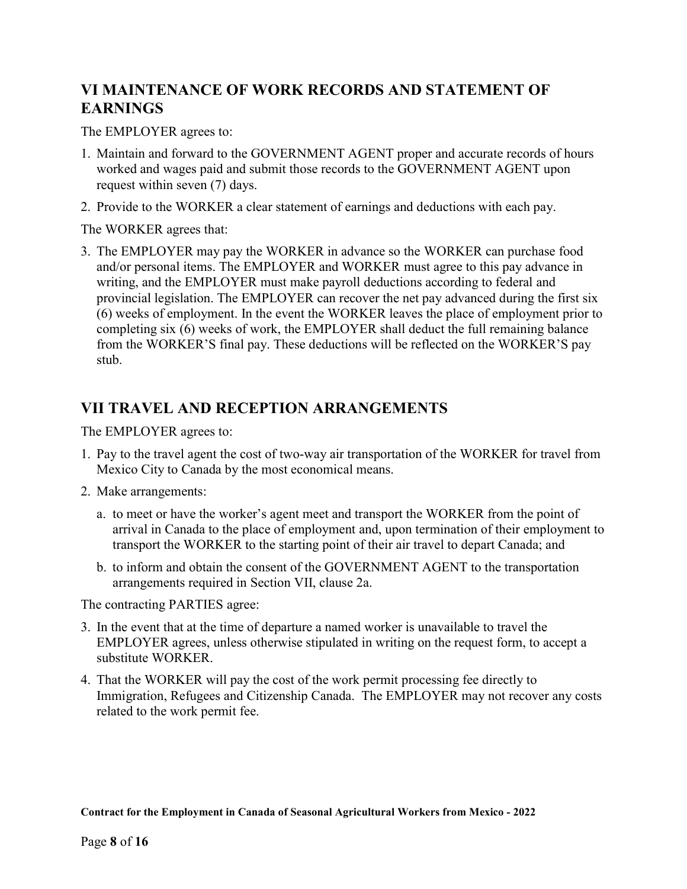## VI MAINTENANCE OF WORK RECORDS AND STATEMENT OF EARNINGS

The EMPLOYER agrees to:

1. Maintain and forward to the GOVERNMENT AGENT proper and accurate records of hours worked and wages paid and submit those records to the GOVERNMENT AGENT upon request within seven (7) days.
2. Provide to the WORKER a clear statement of earnings and deductions with each pay.

The WORKER agrees that:

3. The EMPLOYER may pay the WORKER in advance so the WORKER can purchase food and/or personal items. The EMPLOYER and WORKER must agree to this pay advance in writing, and the EMPLOYER must make payroll deductions according to federal and provincial legislation. The EMPLOYER can recover the net pay advanced during the first six (6) weeks of employment. In the event the WORKER leaves the place of employment prior to completing six (6) weeks of work, the EMPLOYER shall deduct the full remaining balance from the WORKER'S final pay. These deductions will be reflected on the WORKER'S pay stub.

## VII TRAVEL AND RECEPTION ARRANGEMENTS

The EMPLOYER agrees to:

1. Pay to the travel agent the cost of two-way air transportation of the WORKER for travel from Mexico City to Canada by the most economical means.
2. Make arrangements:
   a. to meet or have the worker's agent meet and transport the WORKER from the point of arrival in Canada to the place of employment and, upon termination of their employment to transport the WORKER to the starting point of their air travel to depart Canada; and
   b. to inform and obtain the consent of the GOVERNMENT AGENT to the transportation arrangements required in Section VII, clause 2a.

The contracting PARTIES agree:

3. In the event that at the time of departure a named worker is unavailable to travel the EMPLOYER agrees, unless otherwise stipulated in writing on the request form, to accept a substitute WORKER.
4. That the WORKER will pay the cost of the work permit processing fee directly to Immigration, Refugees and Citizenship Canada. The EMPLOYER may not recover any costs related to the work permit fee.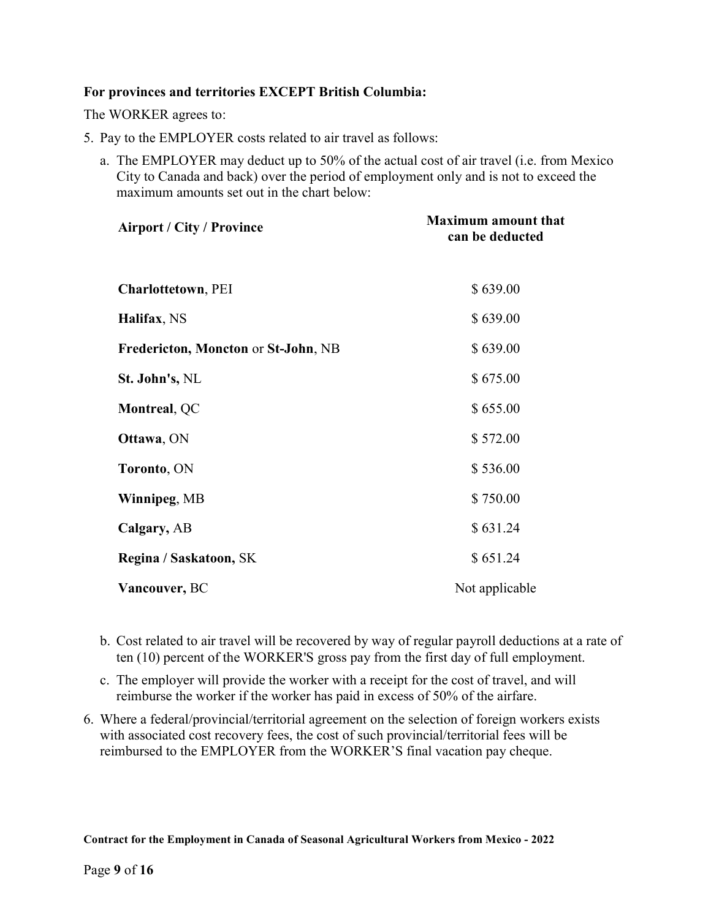**For provinces and territories EXCEPT British Columbia:**

The WORKER agrees to:

5. Pay to the EMPLOYER costs related to air travel as follows:

   a. The EMPLOYER may deduct up to 50% of the actual cost of air travel (i.e. from Mexico City to Canada and back) over the period of employment only and is not to exceed the maximum amounts set out in the chart below:

| Airport / City / Province | Maximum amount that can be deducted |
|---|---|
| **Charlottetown**, PEI | $ 639.00 |
| **Halifax**, NS | $ 639.00 |
| **Fredericton, Moncton** or **St-John**, NB | $ 639.00 |
| **St. John's,** NL | $ 675.00 |
| **Montreal**, QC | $ 655.00 |
| **Ottawa**, ON | $ 572.00 |
| **Toronto**, ON | $ 536.00 |
| **Winnipeg**, MB | $ 750.00 |
| **Calgary,** AB | $ 631.24 |
| **Regina / Saskatoon,** SK | $ 651.24 |
| **Vancouver,** BC | Not applicable |

   b. Cost related to air travel will be recovered by way of regular payroll deductions at a rate of ten (10) percent of the WORKER'S gross pay from the first day of full employment.

   c. The employer will provide the worker with a receipt for the cost of travel, and will reimburse the worker if the worker has paid in excess of 50% of the airfare.

6. Where a federal/provincial/territorial agreement on the selection of foreign workers exists with associated cost recovery fees, the cost of such provincial/territorial fees will be reimbursed to the EMPLOYER from the WORKER'S final vacation pay cheque.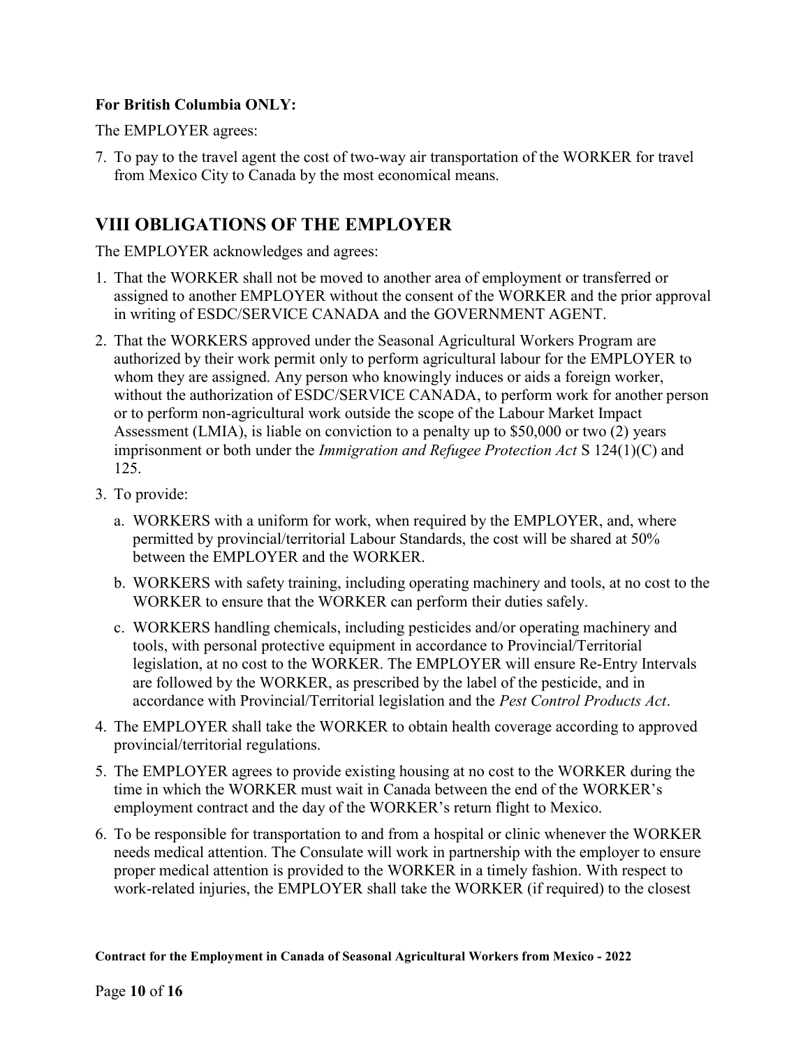**For British Columbia ONLY:**

The EMPLOYER agrees:

7. To pay to the travel agent the cost of two-way air transportation of the WORKER for travel from Mexico City to Canada by the most economical means.

## VIII OBLIGATIONS OF THE EMPLOYER

The EMPLOYER acknowledges and agrees:

1. That the WORKER shall not be moved to another area of employment or transferred or assigned to another EMPLOYER without the consent of the WORKER and the prior approval in writing of ESDC/SERVICE CANADA and the GOVERNMENT AGENT.
2. That the WORKERS approved under the Seasonal Agricultural Workers Program are authorized by their work permit only to perform agricultural labour for the EMPLOYER to whom they are assigned. Any person who knowingly induces or aids a foreign worker, without the authorization of ESDC/SERVICE CANADA, to perform work for another person or to perform non-agricultural work outside the scope of the Labour Market Impact Assessment (LMIA), is liable on conviction to a penalty up to $50,000 or two (2) years imprisonment or both under the *Immigration and Refugee Protection Act* S 124(1)(C) and 125.
3. To provide:
   a. WORKERS with a uniform for work, when required by the EMPLOYER, and, where permitted by provincial/territorial Labour Standards, the cost will be shared at 50% between the EMPLOYER and the WORKER.
   b. WORKERS with safety training, including operating machinery and tools, at no cost to the WORKER to ensure that the WORKER can perform their duties safely.
   c. WORKERS handling chemicals, including pesticides and/or operating machinery and tools, with personal protective equipment in accordance to Provincial/Territorial legislation, at no cost to the WORKER. The EMPLOYER will ensure Re-Entry Intervals are followed by the WORKER, as prescribed by the label of the pesticide, and in accordance with Provincial/Territorial legislation and the *Pest Control Products Act*.
4. The EMPLOYER shall take the WORKER to obtain health coverage according to approved provincial/territorial regulations.
5. The EMPLOYER agrees to provide existing housing at no cost to the WORKER during the time in which the WORKER must wait in Canada between the end of the WORKER's employment contract and the day of the WORKER's return flight to Mexico.
6. To be responsible for transportation to and from a hospital or clinic whenever the WORKER needs medical attention. The Consulate will work in partnership with the employer to ensure proper medical attention is provided to the WORKER in a timely fashion. With respect to work-related injuries, the EMPLOYER shall take the WORKER (if required) to the closest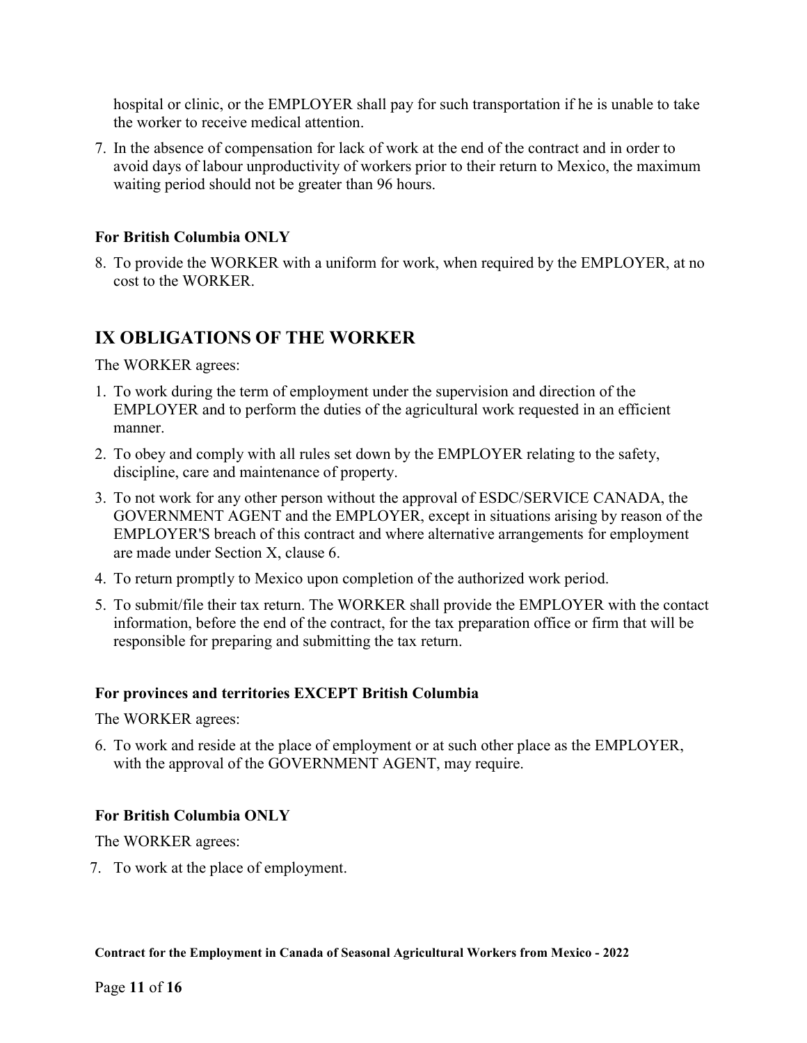hospital or clinic, or the EMPLOYER shall pay for such transportation if he is unable to take the worker to receive medical attention.

7. In the absence of compensation for lack of work at the end of the contract and in order to avoid days of labour unproductivity of workers prior to their return to Mexico, the maximum waiting period should not be greater than 96 hours.

**For British Columbia ONLY**

8. To provide the WORKER with a uniform for work, when required by the EMPLOYER, at no cost to the WORKER.

## IX OBLIGATIONS OF THE WORKER

The WORKER agrees:

1. To work during the term of employment under the supervision and direction of the EMPLOYER and to perform the duties of the agricultural work requested in an efficient manner.
2. To obey and comply with all rules set down by the EMPLOYER relating to the safety, discipline, care and maintenance of property.
3. To not work for any other person without the approval of ESDC/SERVICE CANADA, the GOVERNMENT AGENT and the EMPLOYER, except in situations arising by reason of the EMPLOYER'S breach of this contract and where alternative arrangements for employment are made under Section X, clause 6.
4. To return promptly to Mexico upon completion of the authorized work period.
5. To submit/file their tax return. The WORKER shall provide the EMPLOYER with the contact information, before the end of the contract, for the tax preparation office or firm that will be responsible for preparing and submitting the tax return.

**For provinces and territories EXCEPT British Columbia**

The WORKER agrees:

6. To work and reside at the place of employment or at such other place as the EMPLOYER, with the approval of the GOVERNMENT AGENT, may require.

**For British Columbia ONLY**

The WORKER agrees:

7. To work at the place of employment.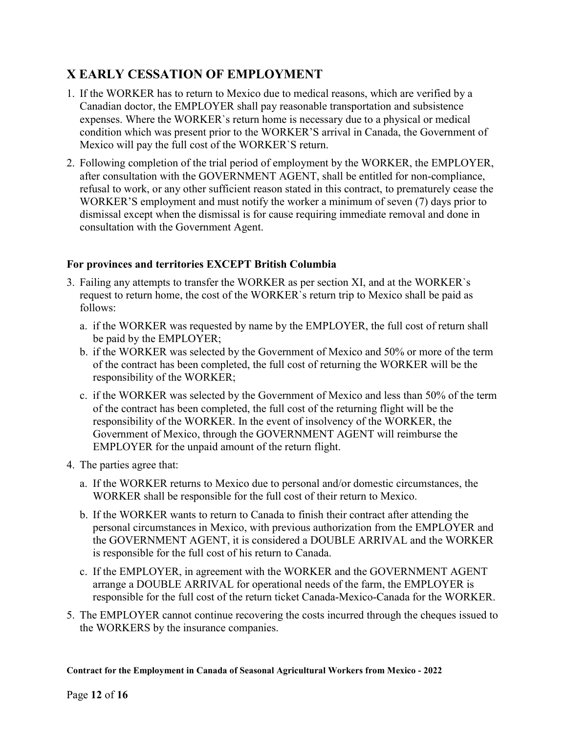## X EARLY CESSATION OF EMPLOYMENT

1. If the WORKER has to return to Mexico due to medical reasons, which are verified by a Canadian doctor, the EMPLOYER shall pay reasonable transportation and subsistence expenses. Where the WORKER`s return home is necessary due to a physical or medical condition which was present prior to the WORKER'S arrival in Canada, the Government of Mexico will pay the full cost of the WORKER`S return.
2. Following completion of the trial period of employment by the WORKER, the EMPLOYER, after consultation with the GOVERNMENT AGENT, shall be entitled for non-compliance, refusal to work, or any other sufficient reason stated in this contract, to prematurely cease the WORKER'S employment and must notify the worker a minimum of seven (7) days prior to dismissal except when the dismissal is for cause requiring immediate removal and done in consultation with the Government Agent.

**For provinces and territories EXCEPT British Columbia**

3. Failing any attempts to transfer the WORKER as per section XI, and at the WORKER`s request to return home, the cost of the WORKER`s return trip to Mexico shall be paid as follows:
   a. if the WORKER was requested by name by the EMPLOYER, the full cost of return shall be paid by the EMPLOYER;
   b. if the WORKER was selected by the Government of Mexico and 50% or more of the term of the contract has been completed, the full cost of returning the WORKER will be the responsibility of the WORKER;
   c. if the WORKER was selected by the Government of Mexico and less than 50% of the term of the contract has been completed, the full cost of the returning flight will be the responsibility of the WORKER. In the event of insolvency of the WORKER, the Government of Mexico, through the GOVERNMENT AGENT will reimburse the EMPLOYER for the unpaid amount of the return flight.
4. The parties agree that:
   a. If the WORKER returns to Mexico due to personal and/or domestic circumstances, the WORKER shall be responsible for the full cost of their return to Mexico.
   b. If the WORKER wants to return to Canada to finish their contract after attending the personal circumstances in Mexico, with previous authorization from the EMPLOYER and the GOVERNMENT AGENT, it is considered a DOUBLE ARRIVAL and the WORKER is responsible for the full cost of his return to Canada.
   c. If the EMPLOYER, in agreement with the WORKER and the GOVERNMENT AGENT arrange a DOUBLE ARRIVAL for operational needs of the farm, the EMPLOYER is responsible for the full cost of the return ticket Canada-Mexico-Canada for the WORKER.
5. The EMPLOYER cannot continue recovering the costs incurred through the cheques issued to the WORKERS by the insurance companies.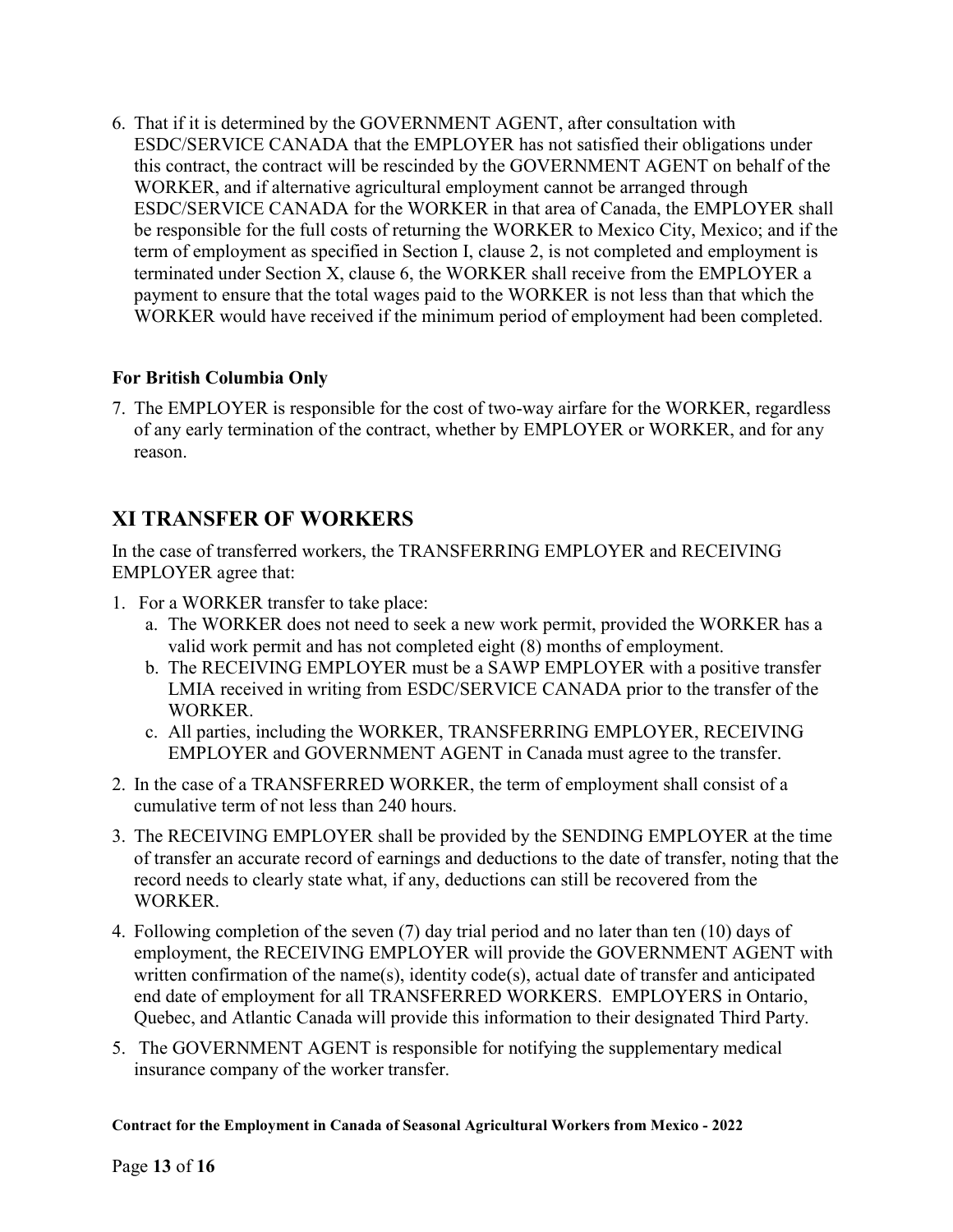6. That if it is determined by the GOVERNMENT AGENT, after consultation with ESDC/SERVICE CANADA that the EMPLOYER has not satisfied their obligations under this contract, the contract will be rescinded by the GOVERNMENT AGENT on behalf of the WORKER, and if alternative agricultural employment cannot be arranged through ESDC/SERVICE CANADA for the WORKER in that area of Canada, the EMPLOYER shall be responsible for the full costs of returning the WORKER to Mexico City, Mexico; and if the term of employment as specified in Section I, clause 2, is not completed and employment is terminated under Section X, clause 6, the WORKER shall receive from the EMPLOYER a payment to ensure that the total wages paid to the WORKER is not less than that which the WORKER would have received if the minimum period of employment had been completed.

**For British Columbia Only**

7. The EMPLOYER is responsible for the cost of two-way airfare for the WORKER, regardless of any early termination of the contract, whether by EMPLOYER or WORKER, and for any reason.

## XI TRANSFER OF WORKERS

In the case of transferred workers, the TRANSFERRING EMPLOYER and RECEIVING EMPLOYER agree that:

1. For a WORKER transfer to take place:
   a. The WORKER does not need to seek a new work permit, provided the WORKER has a valid work permit and has not completed eight (8) months of employment.
   b. The RECEIVING EMPLOYER must be a SAWP EMPLOYER with a positive transfer LMIA received in writing from ESDC/SERVICE CANADA prior to the transfer of the WORKER.
   c. All parties, including the WORKER, TRANSFERRING EMPLOYER, RECEIVING EMPLOYER and GOVERNMENT AGENT in Canada must agree to the transfer.
2. In the case of a TRANSFERRED WORKER, the term of employment shall consist of a cumulative term of not less than 240 hours.
3. The RECEIVING EMPLOYER shall be provided by the SENDING EMPLOYER at the time of transfer an accurate record of earnings and deductions to the date of transfer, noting that the record needs to clearly state what, if any, deductions can still be recovered from the WORKER.
4. Following completion of the seven (7) day trial period and no later than ten (10) days of employment, the RECEIVING EMPLOYER will provide the GOVERNMENT AGENT with written confirmation of the name(s), identity code(s), actual date of transfer and anticipated end date of employment for all TRANSFERRED WORKERS. EMPLOYERS in Ontario, Quebec, and Atlantic Canada will provide this information to their designated Third Party.
5. The GOVERNMENT AGENT is responsible for notifying the supplementary medical insurance company of the worker transfer.

**Contract for the Employment in Canada of Seasonal Agricultural Workers from Mexico - 2022**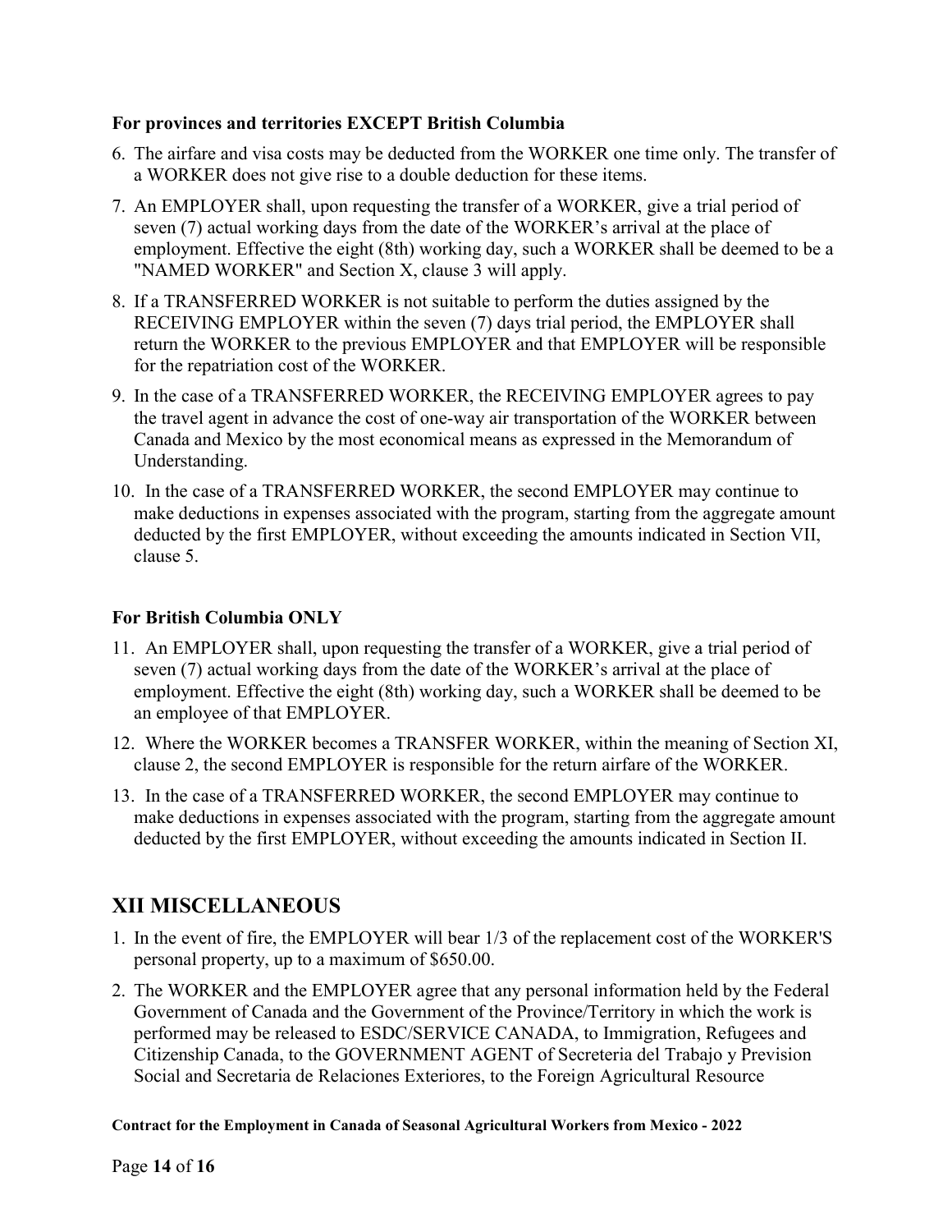**For provinces and territories EXCEPT British Columbia**

6. The airfare and visa costs may be deducted from the WORKER one time only. The transfer of a WORKER does not give rise to a double deduction for these items.
7. An EMPLOYER shall, upon requesting the transfer of a WORKER, give a trial period of seven (7) actual working days from the date of the WORKER's arrival at the place of employment. Effective the eight (8th) working day, such a WORKER shall be deemed to be a "NAMED WORKER" and Section X, clause 3 will apply.
8. If a TRANSFERRED WORKER is not suitable to perform the duties assigned by the RECEIVING EMPLOYER within the seven (7) days trial period, the EMPLOYER shall return the WORKER to the previous EMPLOYER and that EMPLOYER will be responsible for the repatriation cost of the WORKER.
9. In the case of a TRANSFERRED WORKER, the RECEIVING EMPLOYER agrees to pay the travel agent in advance the cost of one-way air transportation of the WORKER between Canada and Mexico by the most economical means as expressed in the Memorandum of Understanding.
10. In the case of a TRANSFERRED WORKER, the second EMPLOYER may continue to make deductions in expenses associated with the program, starting from the aggregate amount deducted by the first EMPLOYER, without exceeding the amounts indicated in Section VII, clause 5.

**For British Columbia ONLY**

11. An EMPLOYER shall, upon requesting the transfer of a WORKER, give a trial period of seven (7) actual working days from the date of the WORKER's arrival at the place of employment. Effective the eight (8th) working day, such a WORKER shall be deemed to be an employee of that EMPLOYER.
12. Where the WORKER becomes a TRANSFER WORKER, within the meaning of Section XI, clause 2, the second EMPLOYER is responsible for the return airfare of the WORKER.
13. In the case of a TRANSFERRED WORKER, the second EMPLOYER may continue to make deductions in expenses associated with the program, starting from the aggregate amount deducted by the first EMPLOYER, without exceeding the amounts indicated in Section II.

## XII MISCELLANEOUS

1. In the event of fire, the EMPLOYER will bear 1/3 of the replacement cost of the WORKER'S personal property, up to a maximum of $650.00.
2. The WORKER and the EMPLOYER agree that any personal information held by the Federal Government of Canada and the Government of the Province/Territory in which the work is performed may be released to ESDC/SERVICE CANADA, to Immigration, Refugees and Citizenship Canada, to the GOVERNMENT AGENT of Secreteria del Trabajo y Prevision Social and Secretaria de Relaciones Exteriores, to the Foreign Agricultural Resource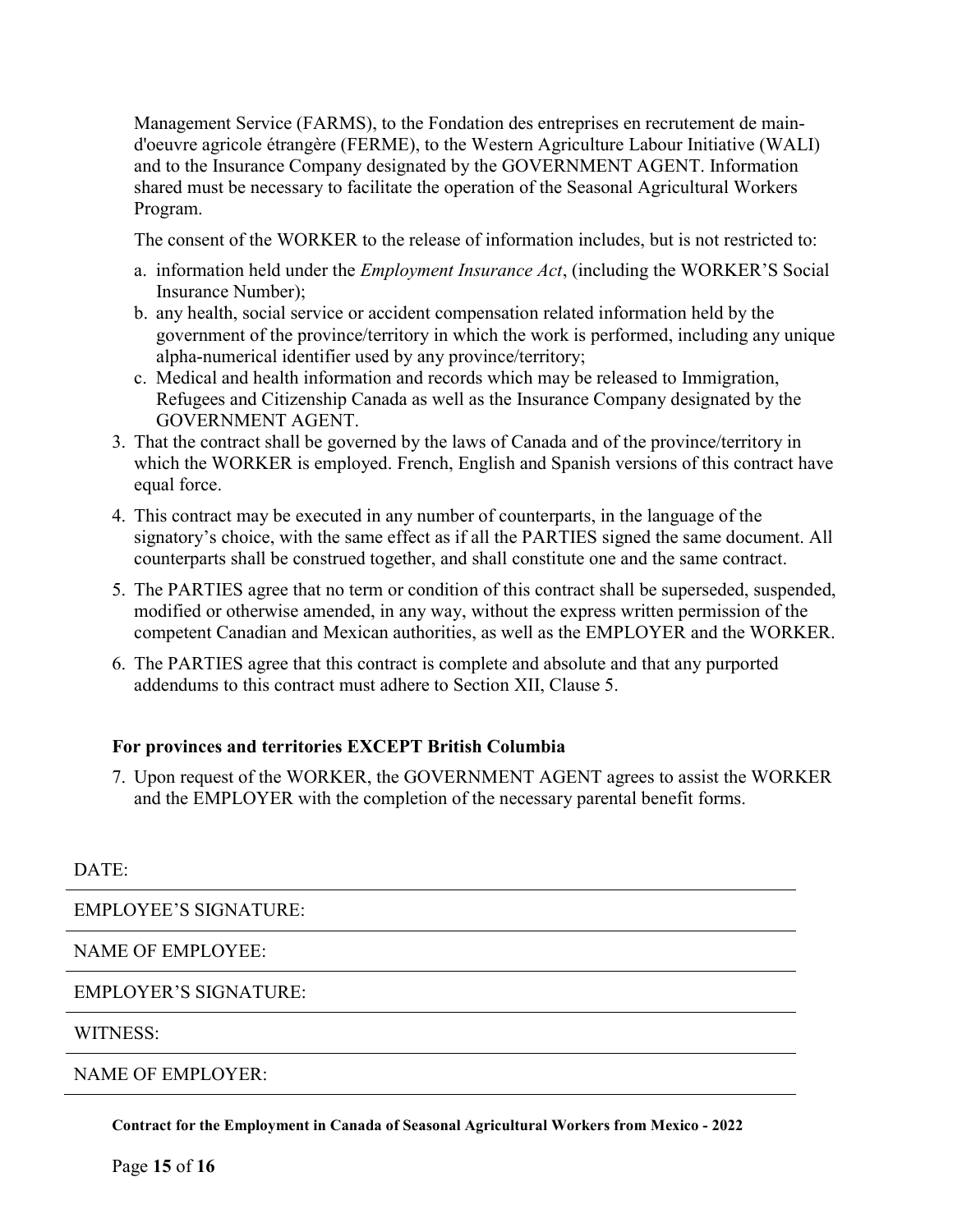Management Service (FARMS), to the Fondation des entreprises en recrutement de main-d'oeuvre agricole étrangère (FERME), to the Western Agriculture Labour Initiative (WALI) and to the Insurance Company designated by the GOVERNMENT AGENT. Information shared must be necessary to facilitate the operation of the Seasonal Agricultural Workers Program.

The consent of the WORKER to the release of information includes, but is not restricted to:

a. information held under the *Employment Insurance Act*, (including the WORKER'S Social Insurance Number);
b. any health, social service or accident compensation related information held by the government of the province/territory in which the work is performed, including any unique alpha-numerical identifier used by any province/territory;
c. Medical and health information and records which may be released to Immigration, Refugees and Citizenship Canada as well as the Insurance Company designated by the GOVERNMENT AGENT.

3. That the contract shall be governed by the laws of Canada and of the province/territory in which the WORKER is employed. French, English and Spanish versions of this contract have equal force.
4. This contract may be executed in any number of counterparts, in the language of the signatory's choice, with the same effect as if all the PARTIES signed the same document. All counterparts shall be construed together, and shall constitute one and the same contract.
5. The PARTIES agree that no term or condition of this contract shall be superseded, suspended, modified or otherwise amended, in any way, without the express written permission of the competent Canadian and Mexican authorities, as well as the EMPLOYER and the WORKER.
6. The PARTIES agree that this contract is complete and absolute and that any purported addendums to this contract must adhere to Section XII, Clause 5.

**For provinces and territories EXCEPT British Columbia**

7. Upon request of the WORKER, the GOVERNMENT AGENT agrees to assist the WORKER and the EMPLOYER with the completion of the necessary parental benefit forms.

DATE:

EMPLOYEE'S SIGNATURE:

NAME OF EMPLOYEE:

EMPLOYER'S SIGNATURE:

WITNESS:

NAME OF EMPLOYER: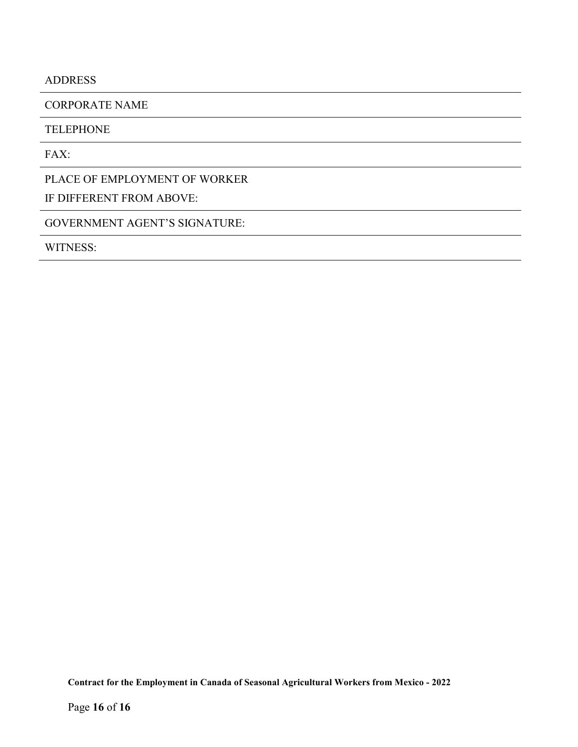ADDRESS

---

CORPORATE NAME

---

TELEPHONE

---

FAX:

---

PLACE OF EMPLOYMENT OF WORKER
IF DIFFERENT FROM ABOVE:

---

GOVERNMENT AGENT'S SIGNATURE:

---

WITNESS:

---